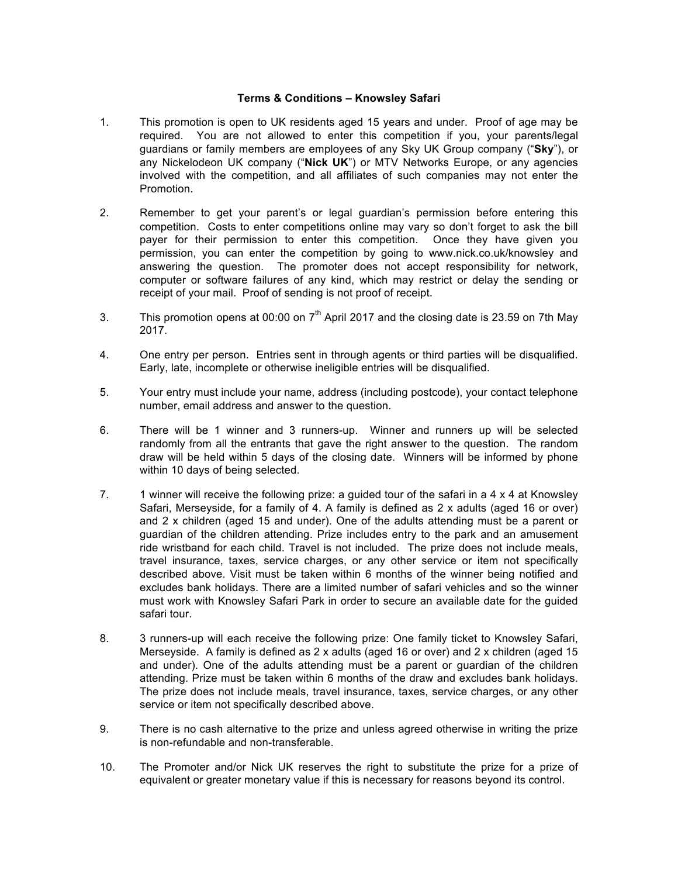**Terms & Conditions – Knowsley Safari**

1. This promotion is open to UK residents aged 15 years and under. Proof of age may be required. You are not allowed to enter this competition if you, your parents/legal guardians or family members are employees of any Sky UK Group company ("**Sky**"), or any Nickelodeon UK company ("**Nick UK**") or MTV Networks Europe, or any agencies involved with the competition, and all affiliates of such companies may not enter the Promotion.

2. Remember to get your parent's or legal guardian's permission before entering this competition. Costs to enter competitions online may vary so don't forget to ask the bill payer for their permission to enter this competition. Once they have given you permission, you can enter the competition by going to www.nick.co.uk/knowsley and answering the question. The promoter does not accept responsibility for network, computer or software failures of any kind, which may restrict or delay the sending or receipt of your mail. Proof of sending is not proof of receipt.

3. This promotion opens at 00:00 on 7th April 2017 and the closing date is 23.59 on 7th May 2017.

4. One entry per person. Entries sent in through agents or third parties will be disqualified. Early, late, incomplete or otherwise ineligible entries will be disqualified.

5. Your entry must include your name, address (including postcode), your contact telephone number, email address and answer to the question.

6. There will be 1 winner and 3 runners-up. Winner and runners up will be selected randomly from all the entrants that gave the right answer to the question. The random draw will be held within 5 days of the closing date. Winners will be informed by phone within 10 days of being selected.

7. 1 winner will receive the following prize: a guided tour of the safari in a 4 x 4 at Knowsley Safari, Merseyside, for a family of 4. A family is defined as 2 x adults (aged 16 or over) and 2 x children (aged 15 and under). One of the adults attending must be a parent or guardian of the children attending. Prize includes entry to the park and an amusement ride wristband for each child. Travel is not included. The prize does not include meals, travel insurance, taxes, service charges, or any other service or item not specifically described above. Visit must be taken within 6 months of the winner being notified and excludes bank holidays. There are a limited number of safari vehicles and so the winner must work with Knowsley Safari Park in order to secure an available date for the guided safari tour.

8. 3 runners-up will each receive the following prize: One family ticket to Knowsley Safari, Merseyside. A family is defined as 2 x adults (aged 16 or over) and 2 x children (aged 15 and under). One of the adults attending must be a parent or guardian of the children attending. Prize must be taken within 6 months of the draw and excludes bank holidays. The prize does not include meals, travel insurance, taxes, service charges, or any other service or item not specifically described above.

9. There is no cash alternative to the prize and unless agreed otherwise in writing the prize is non-refundable and non-transferable.

10. The Promoter and/or Nick UK reserves the right to substitute the prize for a prize of equivalent or greater monetary value if this is necessary for reasons beyond its control.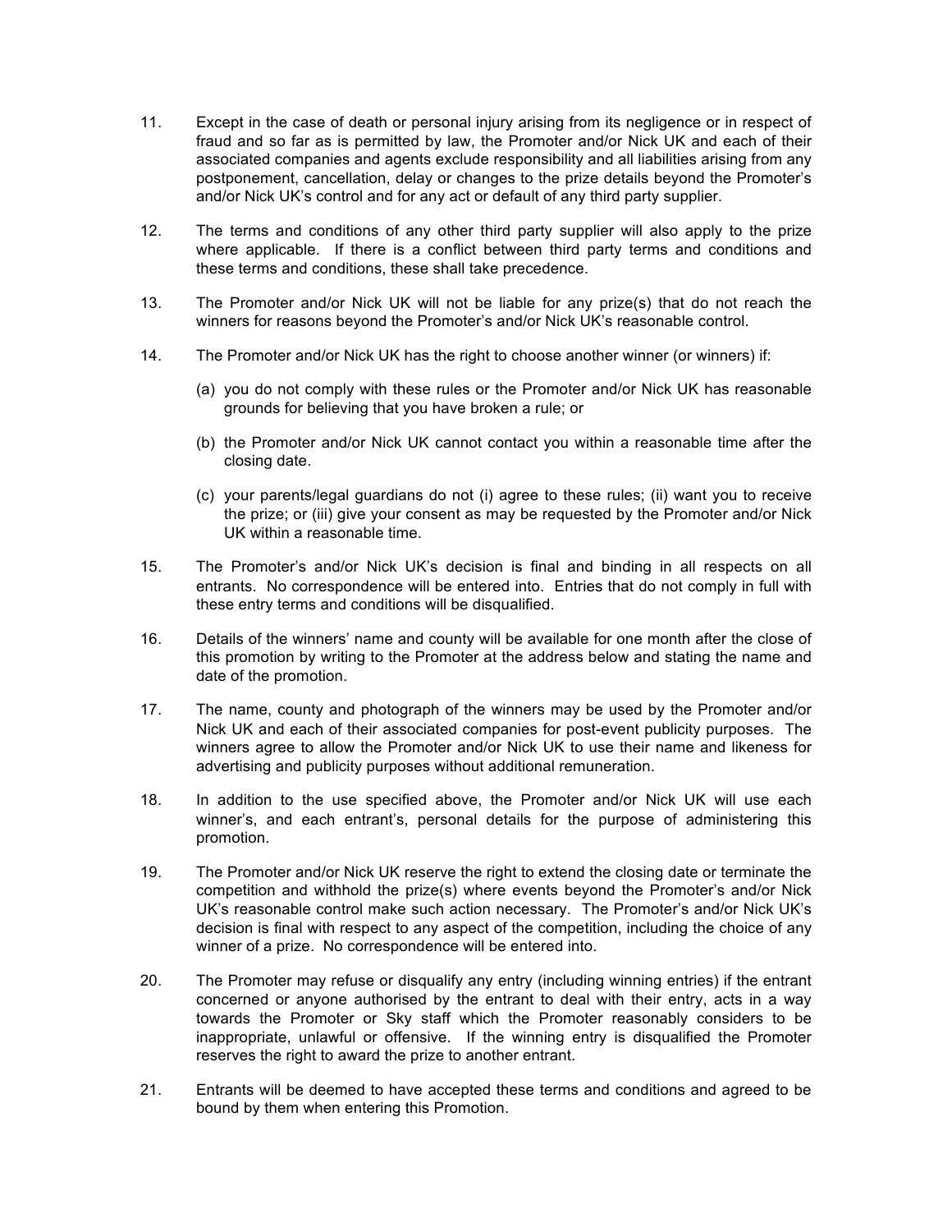11. Except in the case of death or personal injury arising from its negligence or in respect of fraud and so far as is permitted by law, the Promoter and/or Nick UK and each of their associated companies and agents exclude responsibility and all liabilities arising from any postponement, cancellation, delay or changes to the prize details beyond the Promoter's and/or Nick UK's control and for any act or default of any third party supplier.

12. The terms and conditions of any other third party supplier will also apply to the prize where applicable. If there is a conflict between third party terms and conditions and these terms and conditions, these shall take precedence.

13. The Promoter and/or Nick UK will not be liable for any prize(s) that do not reach the winners for reasons beyond the Promoter's and/or Nick UK's reasonable control.

14. The Promoter and/or Nick UK has the right to choose another winner (or winners) if:

    (a) you do not comply with these rules or the Promoter and/or Nick UK has reasonable grounds for believing that you have broken a rule; or

    (b) the Promoter and/or Nick UK cannot contact you within a reasonable time after the closing date.

    (c) your parents/legal guardians do not (i) agree to these rules; (ii) want you to receive the prize; or (iii) give your consent as may be requested by the Promoter and/or Nick UK within a reasonable time.

15. The Promoter's and/or Nick UK's decision is final and binding in all respects on all entrants. No correspondence will be entered into. Entries that do not comply in full with these entry terms and conditions will be disqualified.

16. Details of the winners' name and county will be available for one month after the close of this promotion by writing to the Promoter at the address below and stating the name and date of the promotion.

17. The name, county and photograph of the winners may be used by the Promoter and/or Nick UK and each of their associated companies for post-event publicity purposes. The winners agree to allow the Promoter and/or Nick UK to use their name and likeness for advertising and publicity purposes without additional remuneration.

18. In addition to the use specified above, the Promoter and/or Nick UK will use each winner's, and each entrant's, personal details for the purpose of administering this promotion.

19. The Promoter and/or Nick UK reserve the right to extend the closing date or terminate the competition and withhold the prize(s) where events beyond the Promoter's and/or Nick UK's reasonable control make such action necessary. The Promoter's and/or Nick UK's decision is final with respect to any aspect of the competition, including the choice of any winner of a prize. No correspondence will be entered into.

20. The Promoter may refuse or disqualify any entry (including winning entries) if the entrant concerned or anyone authorised by the entrant to deal with their entry, acts in a way towards the Promoter or Sky staff which the Promoter reasonably considers to be inappropriate, unlawful or offensive. If the winning entry is disqualified the Promoter reserves the right to award the prize to another entrant.

21. Entrants will be deemed to have accepted these terms and conditions and agreed to be bound by them when entering this Promotion.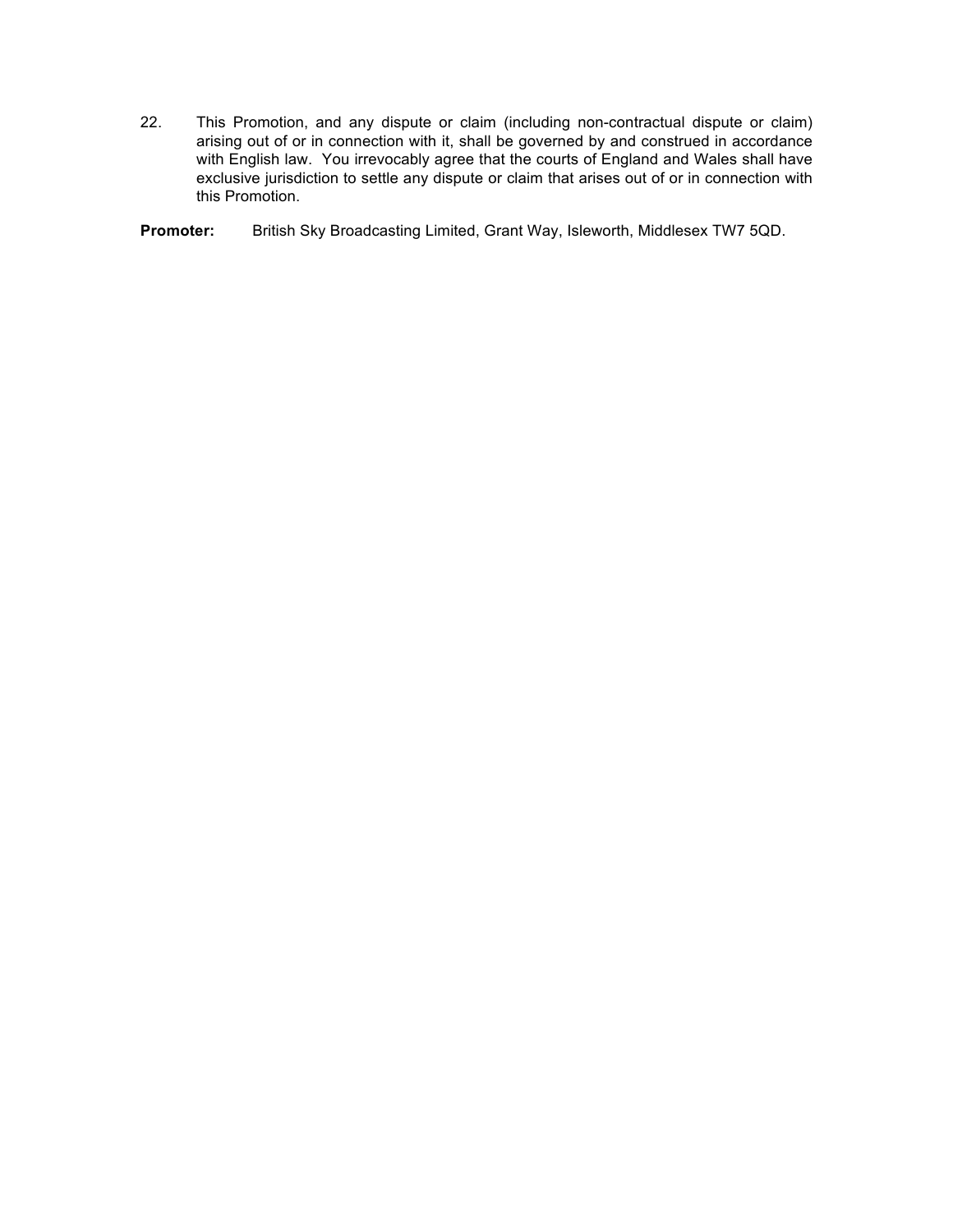22. This Promotion, and any dispute or claim (including non-contractual dispute or claim) arising out of or in connection with it, shall be governed by and construed in accordance with English law. You irrevocably agree that the courts of England and Wales shall have exclusive jurisdiction to settle any dispute or claim that arises out of or in connection with this Promotion.

**Promoter:** British Sky Broadcasting Limited, Grant Way, Isleworth, Middlesex TW7 5QD.